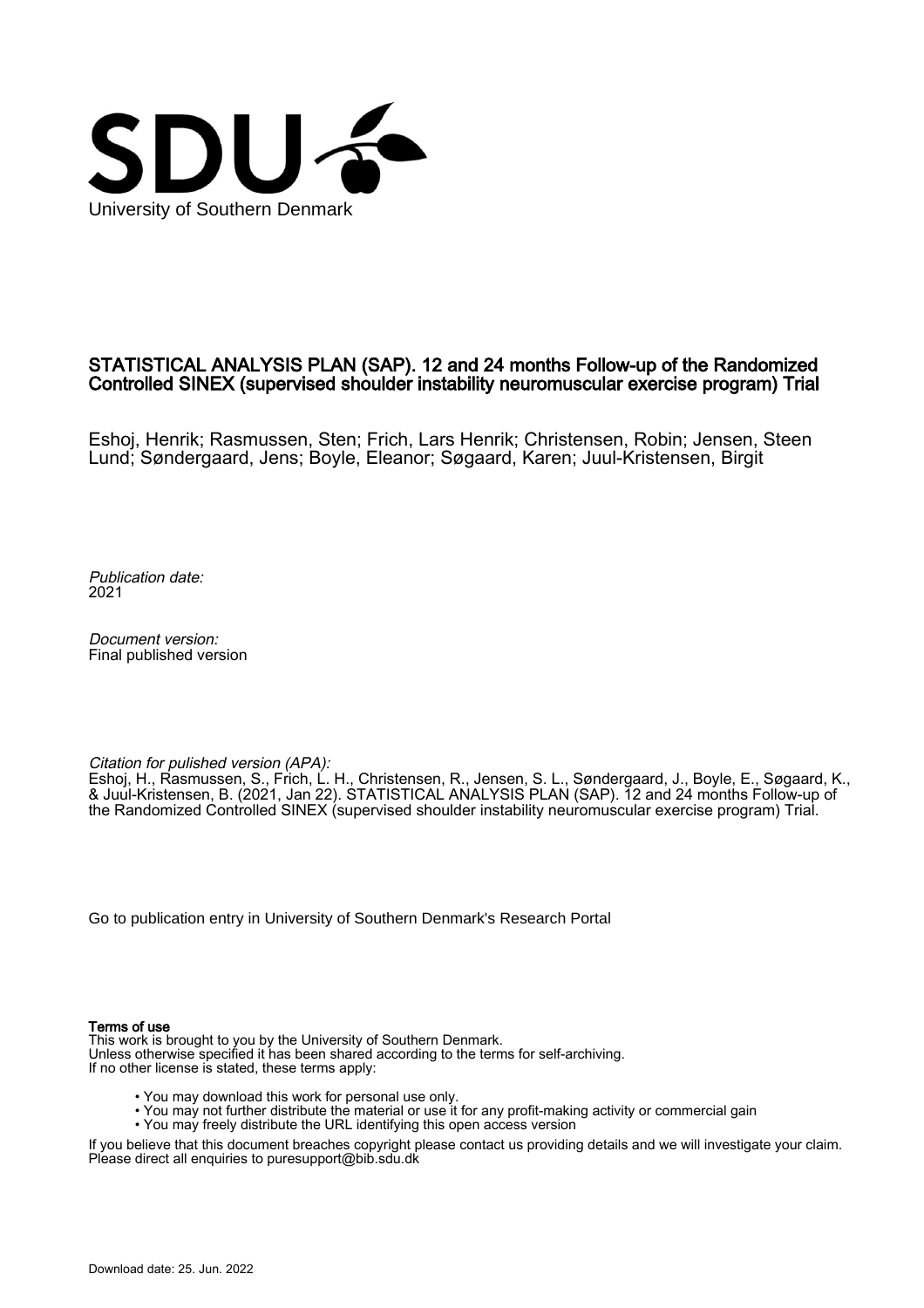University of Southern Denmark

# STATISTICAL ANALYSIS PLAN (SAP). 12 and 24 months Follow-up of the Randomized Controlled SINEX (supervised shoulder instability neuromuscular exercise program) Trial

Eshoj, Henrik; Rasmussen, Sten; Frich, Lars Henrik; Christensen, Robin; Jensen, Steen Lund; Søndergaard, Jens; Boyle, Eleanor; Søgaard, Karen; Juul-Kristensen, Birgit

*Publication date:*
2021

*Document version:*
Final published version

*Citation for pulished version (APA):*
Eshoj, H., Rasmussen, S., Frich, L. H., Christensen, R., Jensen, S. L., Søndergaard, J., Boyle, E., Søgaard, K., & Juul-Kristensen, B. (2021, Jan 22). STATISTICAL ANALYSIS PLAN (SAP). 12 and 24 months Follow-up of the Randomized Controlled SINEX (supervised shoulder instability neuromuscular exercise program) Trial.

Go to publication entry in University of Southern Denmark's Research Portal

**Terms of use**
This work is brought to you by the University of Southern Denmark.
Unless otherwise specified it has been shared according to the terms for self-archiving.
If no other license is stated, these terms apply:

- You may download this work for personal use only.
- You may not further distribute the material or use it for any profit-making activity or commercial gain
- You may freely distribute the URL identifying this open access version

If you believe that this document breaches copyright please contact us providing details and we will investigate your claim.
Please direct all enquiries to puresupport@bib.sdu.dk

Download date: 25. Jun. 2022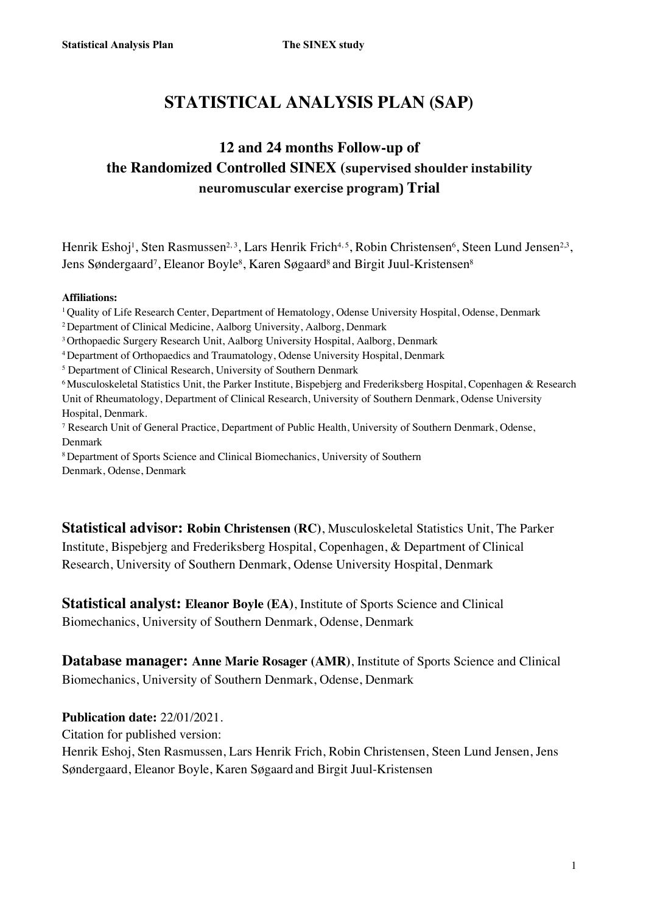# STATISTICAL ANALYSIS PLAN (SAP)

## 12 and 24 months Follow-up of the Randomized Controlled SINEX (supervised shoulder instability neuromuscular exercise program) Trial

Henrik Eshoj[1], Sten Rasmussen[2, 3], Lars Henrik Frich[4, 5], Robin Christensen[6], Steen Lund Jensen[2,3], Jens Søndergaard[7], Eleanor Boyle[8], Karen Søgaard[8] and Birgit Juul-Kristensen[8]

**Affiliations:**

[1] Quality of Life Research Center, Department of Hematology, Odense University Hospital, Odense, Denmark

[2] Department of Clinical Medicine, Aalborg University, Aalborg, Denmark

[3] Orthopaedic Surgery Research Unit, Aalborg University Hospital, Aalborg, Denmark

[4] Department of Orthopaedics and Traumatology, Odense University Hospital, Denmark

[5] Department of Clinical Research, University of Southern Denmark

[6] Musculoskeletal Statistics Unit, the Parker Institute, Bispebjerg and Frederiksberg Hospital, Copenhagen & Research Unit of Rheumatology, Department of Clinical Research, University of Southern Denmark, Odense University Hospital, Denmark.

[7] Research Unit of General Practice, Department of Public Health, University of Southern Denmark, Odense, Denmark

[8] Department of Sports Science and Clinical Biomechanics, University of Southern Denmark, Odense, Denmark

**Statistical advisor: Robin Christensen (RC)**, Musculoskeletal Statistics Unit, The Parker Institute, Bispebjerg and Frederiksberg Hospital, Copenhagen, & Department of Clinical Research, University of Southern Denmark, Odense University Hospital, Denmark

**Statistical analyst: Eleanor Boyle (EA)**, Institute of Sports Science and Clinical Biomechanics, University of Southern Denmark, Odense, Denmark

**Database manager: Anne Marie Rosager (AMR)**, Institute of Sports Science and Clinical Biomechanics, University of Southern Denmark, Odense, Denmark

**Publication date:** 22/01/2021.

Citation for published version:

Henrik Eshoj, Sten Rasmussen, Lars Henrik Frich, Robin Christensen, Steen Lund Jensen, Jens Søndergaard, Eleanor Boyle, Karen Søgaard and Birgit Juul-Kristensen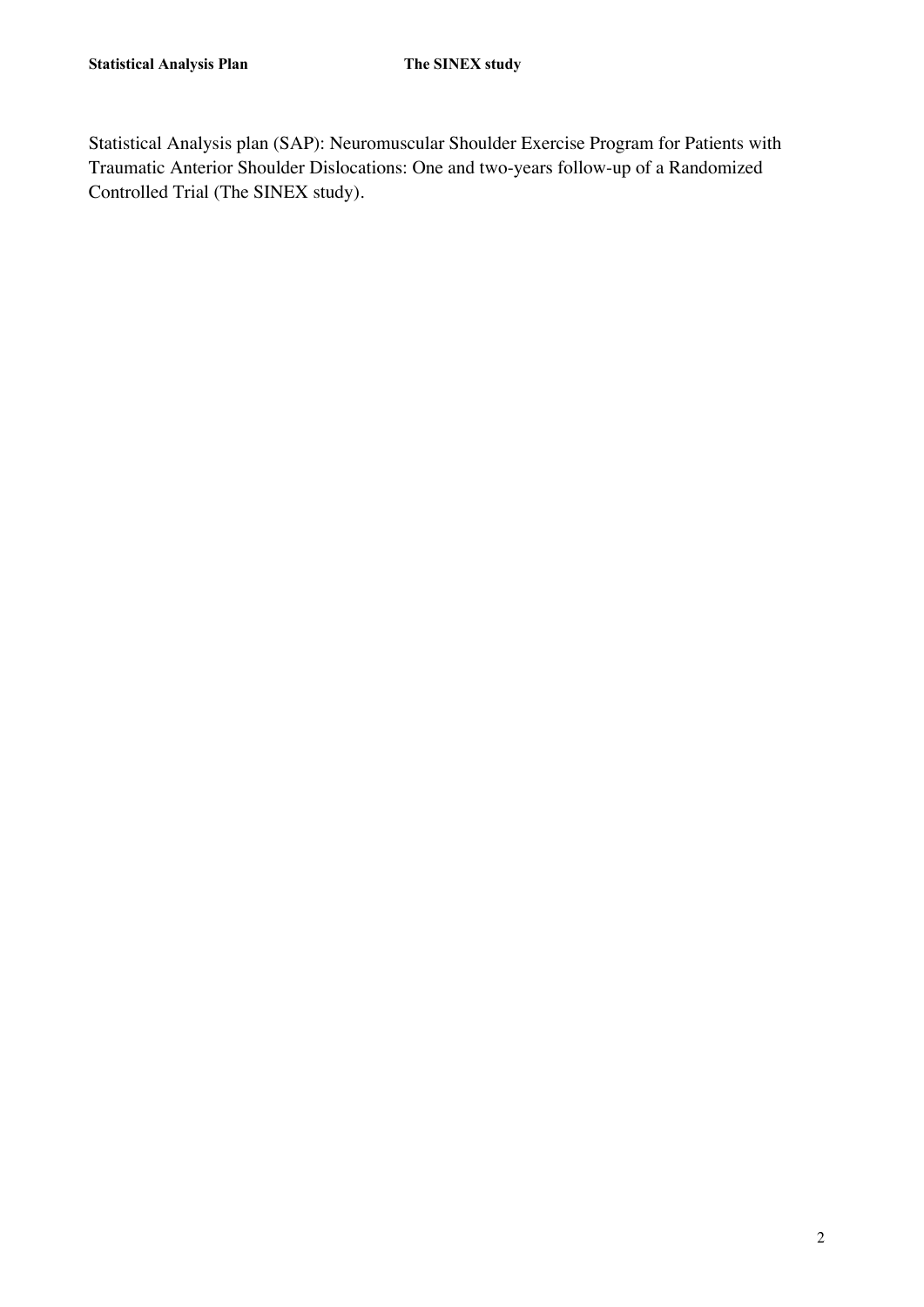Statistical Analysis plan (SAP): Neuromuscular Shoulder Exercise Program for Patients with Traumatic Anterior Shoulder Dislocations: One and two-years follow-up of a Randomized Controlled Trial (The SINEX study).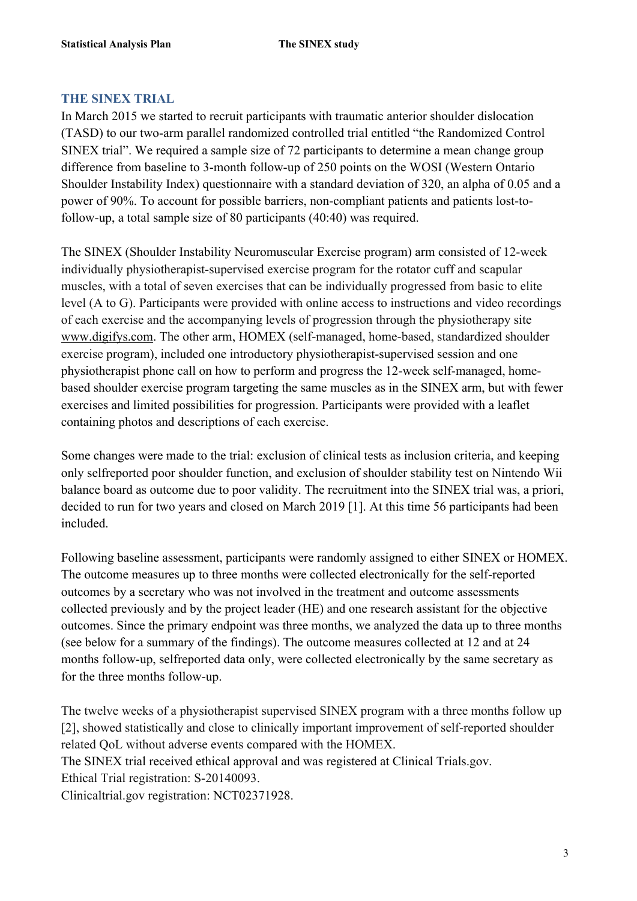## THE SINEX TRIAL

In March 2015 we started to recruit participants with traumatic anterior shoulder dislocation (TASD) to our two-arm parallel randomized controlled trial entitled "the Randomized Control SINEX trial". We required a sample size of 72 participants to determine a mean change group difference from baseline to 3-month follow-up of 250 points on the WOSI (Western Ontario Shoulder Instability Index) questionnaire with a standard deviation of 320, an alpha of 0.05 and a power of 90%. To account for possible barriers, non-compliant patients and patients lost-to-follow-up, a total sample size of 80 participants (40:40) was required.

The SINEX (Shoulder Instability Neuromuscular Exercise program) arm consisted of 12-week individually physiotherapist-supervised exercise program for the rotator cuff and scapular muscles, with a total of seven exercises that can be individually progressed from basic to elite level (A to G). Participants were provided with online access to instructions and video recordings of each exercise and the accompanying levels of progression through the physiotherapy site www.digifys.com. The other arm, HOMEX (self-managed, home-based, standardized shoulder exercise program), included one introductory physiotherapist-supervised session and one physiotherapist phone call on how to perform and progress the 12-week self-managed, home-based shoulder exercise program targeting the same muscles as in the SINEX arm, but with fewer exercises and limited possibilities for progression. Participants were provided with a leaflet containing photos and descriptions of each exercise.

Some changes were made to the trial: exclusion of clinical tests as inclusion criteria, and keeping only selfreported poor shoulder function, and exclusion of shoulder stability test on Nintendo Wii balance board as outcome due to poor validity. The recruitment into the SINEX trial was, a priori, decided to run for two years and closed on March 2019 [1]. At this time 56 participants had been included.

Following baseline assessment, participants were randomly assigned to either SINEX or HOMEX. The outcome measures up to three months were collected electronically for the self-reported outcomes by a secretary who was not involved in the treatment and outcome assessments collected previously and by the project leader (HE) and one research assistant for the objective outcomes. Since the primary endpoint was three months, we analyzed the data up to three months (see below for a summary of the findings). The outcome measures collected at 12 and at 24 months follow-up, selfreported data only, were collected electronically by the same secretary as for the three months follow-up.

The twelve weeks of a physiotherapist supervised SINEX program with a three months follow up [2], showed statistically and close to clinically important improvement of self-reported shoulder related QoL without adverse events compared with the HOMEX.
The SINEX trial received ethical approval and was registered at Clinical Trials.gov.
Ethical Trial registration: S-20140093.
Clinicaltrial.gov registration: NCT02371928.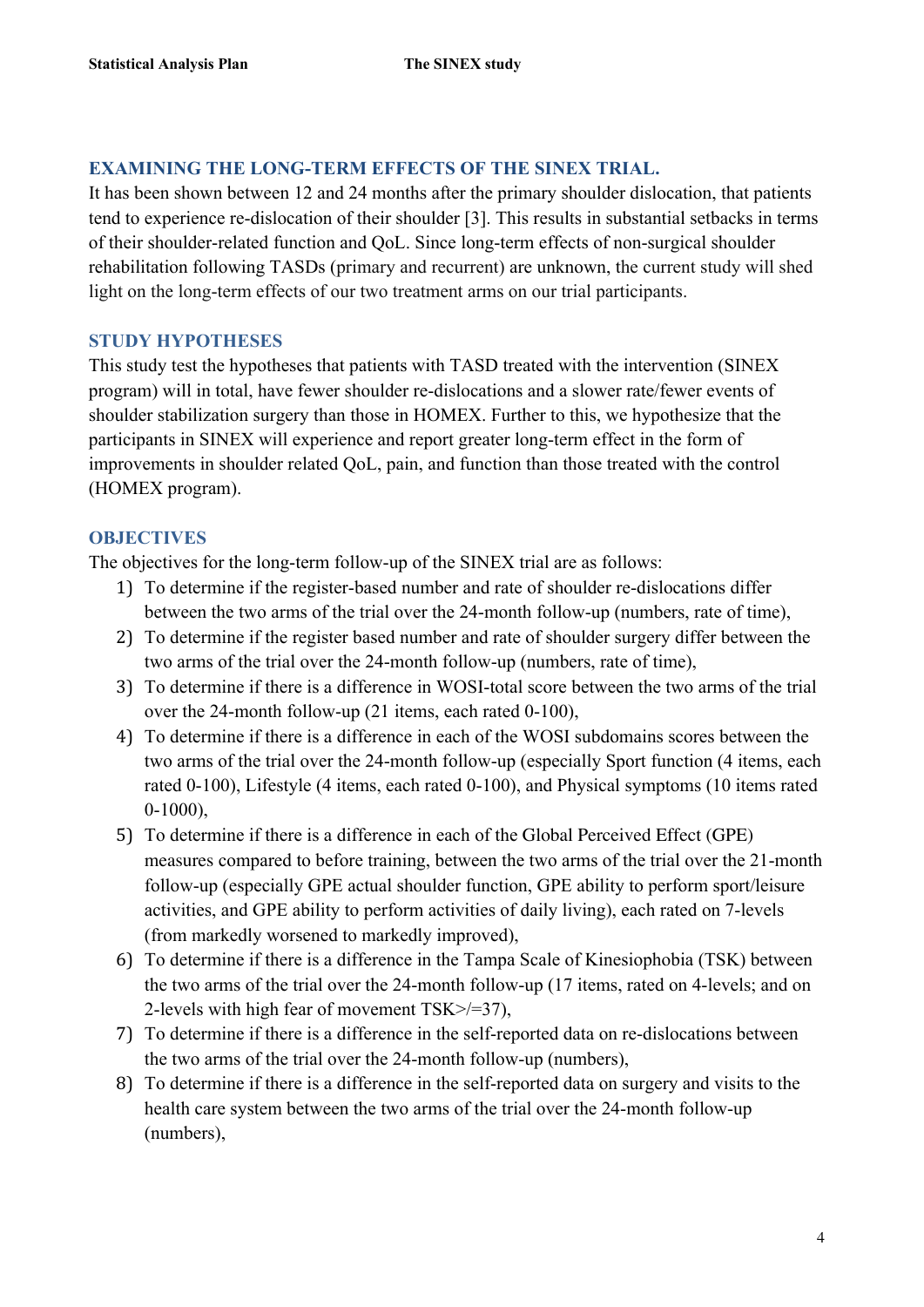## EXAMINING THE LONG-TERM EFFECTS OF THE SINEX TRIAL.

It has been shown between 12 and 24 months after the primary shoulder dislocation, that patients tend to experience re-dislocation of their shoulder [3]. This results in substantial setbacks in terms of their shoulder-related function and QoL. Since long-term effects of non-surgical shoulder rehabilitation following TASDs (primary and recurrent) are unknown, the current study will shed light on the long-term effects of our two treatment arms on our trial participants.

## STUDY HYPOTHESES

This study test the hypotheses that patients with TASD treated with the intervention (SINEX program) will in total, have fewer shoulder re-dislocations and a slower rate/fewer events of shoulder stabilization surgery than those in HOMEX. Further to this, we hypothesize that the participants in SINEX will experience and report greater long-term effect in the form of improvements in shoulder related QoL, pain, and function than those treated with the control (HOMEX program).

## OBJECTIVES

The objectives for the long-term follow-up of the SINEX trial are as follows:

1) To determine if the register-based number and rate of shoulder re-dislocations differ between the two arms of the trial over the 24-month follow-up (numbers, rate of time),
2) To determine if the register based number and rate of shoulder surgery differ between the two arms of the trial over the 24-month follow-up (numbers, rate of time),
3) To determine if there is a difference in WOSI-total score between the two arms of the trial over the 24-month follow-up (21 items, each rated 0-100),
4) To determine if there is a difference in each of the WOSI subdomains scores between the two arms of the trial over the 24-month follow-up (especially Sport function (4 items, each rated 0-100), Lifestyle (4 items, each rated 0-100), and Physical symptoms (10 items rated 0-1000),
5) To determine if there is a difference in each of the Global Perceived Effect (GPE) measures compared to before training, between the two arms of the trial over the 21-month follow-up (especially GPE actual shoulder function, GPE ability to perform sport/leisure activities, and GPE ability to perform activities of daily living), each rated on 7-levels (from markedly worsened to markedly improved),
6) To determine if there is a difference in the Tampa Scale of Kinesiophobia (TSK) between the two arms of the trial over the 24-month follow-up (17 items, rated on 4-levels; and on 2-levels with high fear of movement TSK>/=37),
7) To determine if there is a difference in the self-reported data on re-dislocations between the two arms of the trial over the 24-month follow-up (numbers),
8) To determine if there is a difference in the self-reported data on surgery and visits to the health care system between the two arms of the trial over the 24-month follow-up (numbers),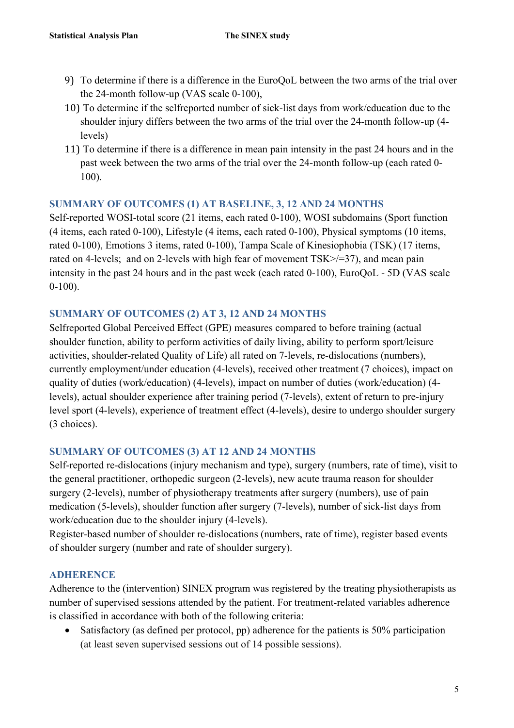9) To determine if there is a difference in the EuroQoL between the two arms of the trial over the 24-month follow-up (VAS scale 0-100),
10) To determine if the selfreported number of sick-list days from work/education due to the shoulder injury differs between the two arms of the trial over the 24-month follow-up (4-levels)
11) To determine if there is a difference in mean pain intensity in the past 24 hours and in the past week between the two arms of the trial over the 24-month follow-up (each rated 0-100).

## SUMMARY OF OUTCOMES (1) AT BASELINE, 3, 12 AND 24 MONTHS

Self-reported WOSI-total score (21 items, each rated 0-100), WOSI subdomains (Sport function (4 items, each rated 0-100), Lifestyle (4 items, each rated 0-100), Physical symptoms (10 items, rated 0-100), Emotions 3 items, rated 0-100), Tampa Scale of Kinesiophobia (TSK) (17 items, rated on 4-levels; and on 2-levels with high fear of movement TSK>/=37), and mean pain intensity in the past 24 hours and in the past week (each rated 0-100), EuroQoL - 5D (VAS scale 0-100).

## SUMMARY OF OUTCOMES (2) AT 3, 12 AND 24 MONTHS

Selfreported Global Perceived Effect (GPE) measures compared to before training (actual shoulder function, ability to perform activities of daily living, ability to perform sport/leisure activities, shoulder-related Quality of Life) all rated on 7-levels, re-dislocations (numbers), currently employment/under education (4-levels), received other treatment (7 choices), impact on quality of duties (work/education) (4-levels), impact on number of duties (work/education) (4-levels), actual shoulder experience after training period (7-levels), extent of return to pre-injury level sport (4-levels), experience of treatment effect (4-levels), desire to undergo shoulder surgery (3 choices).

## SUMMARY OF OUTCOMES (3) AT 12 AND 24 MONTHS

Self-reported re-dislocations (injury mechanism and type), surgery (numbers, rate of time), visit to the general practitioner, orthopedic surgeon (2-levels), new acute trauma reason for shoulder surgery (2-levels), number of physiotherapy treatments after surgery (numbers), use of pain medication (5-levels), shoulder function after surgery (7-levels), number of sick-list days from work/education due to the shoulder injury (4-levels).
Register-based number of shoulder re-dislocations (numbers, rate of time), register based events of shoulder surgery (number and rate of shoulder surgery).

## ADHERENCE

Adherence to the (intervention) SINEX program was registered by the treating physiotherapists as number of supervised sessions attended by the patient. For treatment-related variables adherence is classified in accordance with both of the following criteria:

- Satisfactory (as defined per protocol, pp) adherence for the patients is 50% participation (at least seven supervised sessions out of 14 possible sessions).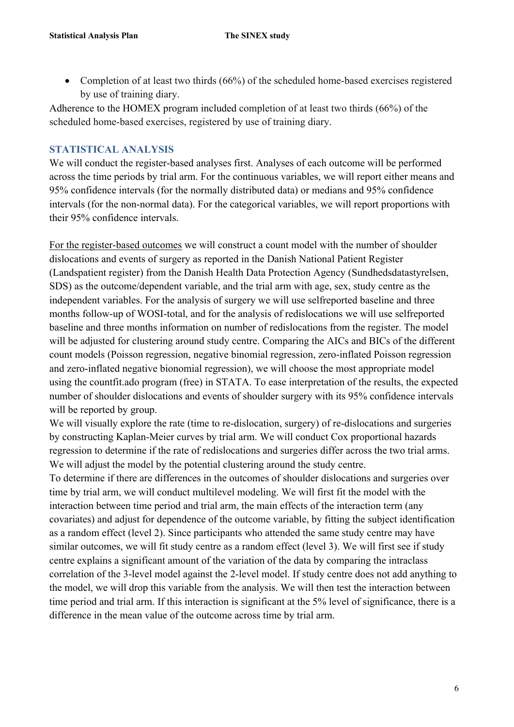- Completion of at least two thirds (66%) of the scheduled home-based exercises registered by use of training diary.

Adherence to the HOMEX program included completion of at least two thirds (66%) of the scheduled home-based exercises, registered by use of training diary.

## STATISTICAL ANALYSIS

We will conduct the register-based analyses first. Analyses of each outcome will be performed across the time periods by trial arm. For the continuous variables, we will report either means and 95% confidence intervals (for the normally distributed data) or medians and 95% confidence intervals (for the non-normal data). For the categorical variables, we will report proportions with their 95% confidence intervals.

<u>For the register-based outcomes</u> we will construct a count model with the number of shoulder dislocations and events of surgery as reported in the Danish National Patient Register (Landspatient register) from the Danish Health Data Protection Agency (Sundhedsdatastyrelsen, SDS) as the outcome/dependent variable, and the trial arm with age, sex, study centre as the independent variables. For the analysis of surgery we will use selfreported baseline and three months follow-up of WOSI-total, and for the analysis of redislocations we will use selfreported baseline and three months information on number of redislocations from the register. The model will be adjusted for clustering around study centre. Comparing the AICs and BICs of the different count models (Poisson regression, negative binomial regression, zero-inflated Poisson regression and zero-inflated negative bionomial regression), we will choose the most appropriate model using the countfit.ado program (free) in STATA. To ease interpretation of the results, the expected number of shoulder dislocations and events of shoulder surgery with its 95% confidence intervals will be reported by group.

We will visually explore the rate (time to re-dislocation, surgery) of re-dislocations and surgeries by constructing Kaplan-Meier curves by trial arm. We will conduct Cox proportional hazards regression to determine if the rate of redislocations and surgeries differ across the two trial arms. We will adjust the model by the potential clustering around the study centre.

To determine if there are differences in the outcomes of shoulder dislocations and surgeries over time by trial arm, we will conduct multilevel modeling. We will first fit the model with the interaction between time period and trial arm, the main effects of the interaction term (any covariates) and adjust for dependence of the outcome variable, by fitting the subject identification as a random effect (level 2). Since participants who attended the same study centre may have similar outcomes, we will fit study centre as a random effect (level 3). We will first see if study centre explains a significant amount of the variation of the data by comparing the intraclass correlation of the 3-level model against the 2-level model. If study centre does not add anything to the model, we will drop this variable from the analysis. We will then test the interaction between time period and trial arm. If this interaction is significant at the 5% level of significance, there is a difference in the mean value of the outcome across time by trial arm.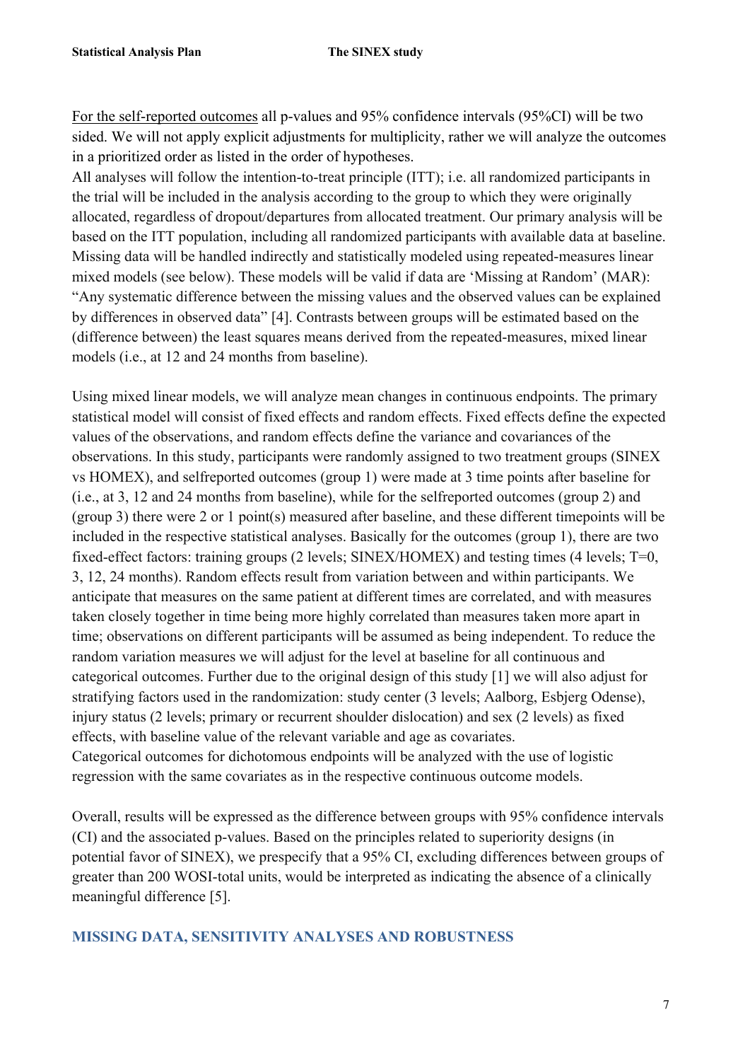For the self-reported outcomes all p-values and 95% confidence intervals (95%CI) will be two sided. We will not apply explicit adjustments for multiplicity, rather we will analyze the outcomes in a prioritized order as listed in the order of hypotheses.

All analyses will follow the intention-to-treat principle (ITT); i.e. all randomized participants in the trial will be included in the analysis according to the group to which they were originally allocated, regardless of dropout/departures from allocated treatment. Our primary analysis will be based on the ITT population, including all randomized participants with available data at baseline. Missing data will be handled indirectly and statistically modeled using repeated-measures linear mixed models (see below). These models will be valid if data are 'Missing at Random' (MAR): "Any systematic difference between the missing values and the observed values can be explained by differences in observed data" [4]. Contrasts between groups will be estimated based on the (difference between) the least squares means derived from the repeated-measures, mixed linear models (i.e., at 12 and 24 months from baseline).

Using mixed linear models, we will analyze mean changes in continuous endpoints. The primary statistical model will consist of fixed effects and random effects. Fixed effects define the expected values of the observations, and random effects define the variance and covariances of the observations. In this study, participants were randomly assigned to two treatment groups (SINEX vs HOMEX), and selfreported outcomes (group 1) were made at 3 time points after baseline for (i.e., at 3, 12 and 24 months from baseline), while for the selfreported outcomes (group 2) and (group 3) there were 2 or 1 point(s) measured after baseline, and these different timepoints will be included in the respective statistical analyses. Basically for the outcomes (group 1), there are two fixed-effect factors: training groups (2 levels; SINEX/HOMEX) and testing times (4 levels; T=0, 3, 12, 24 months). Random effects result from variation between and within participants. We anticipate that measures on the same patient at different times are correlated, and with measures taken closely together in time being more highly correlated than measures taken more apart in time; observations on different participants will be assumed as being independent. To reduce the random variation measures we will adjust for the level at baseline for all continuous and categorical outcomes. Further due to the original design of this study [1] we will also adjust for stratifying factors used in the randomization: study center (3 levels; Aalborg, Esbjerg Odense), injury status (2 levels; primary or recurrent shoulder dislocation) and sex (2 levels) as fixed effects, with baseline value of the relevant variable and age as covariates.

Categorical outcomes for dichotomous endpoints will be analyzed with the use of logistic regression with the same covariates as in the respective continuous outcome models.

Overall, results will be expressed as the difference between groups with 95% confidence intervals (CI) and the associated p-values. Based on the principles related to superiority designs (in potential favor of SINEX), we prespecify that a 95% CI, excluding differences between groups of greater than 200 WOSI-total units, would be interpreted as indicating the absence of a clinically meaningful difference [5].

## MISSING DATA, SENSITIVITY ANALYSES AND ROBUSTNESS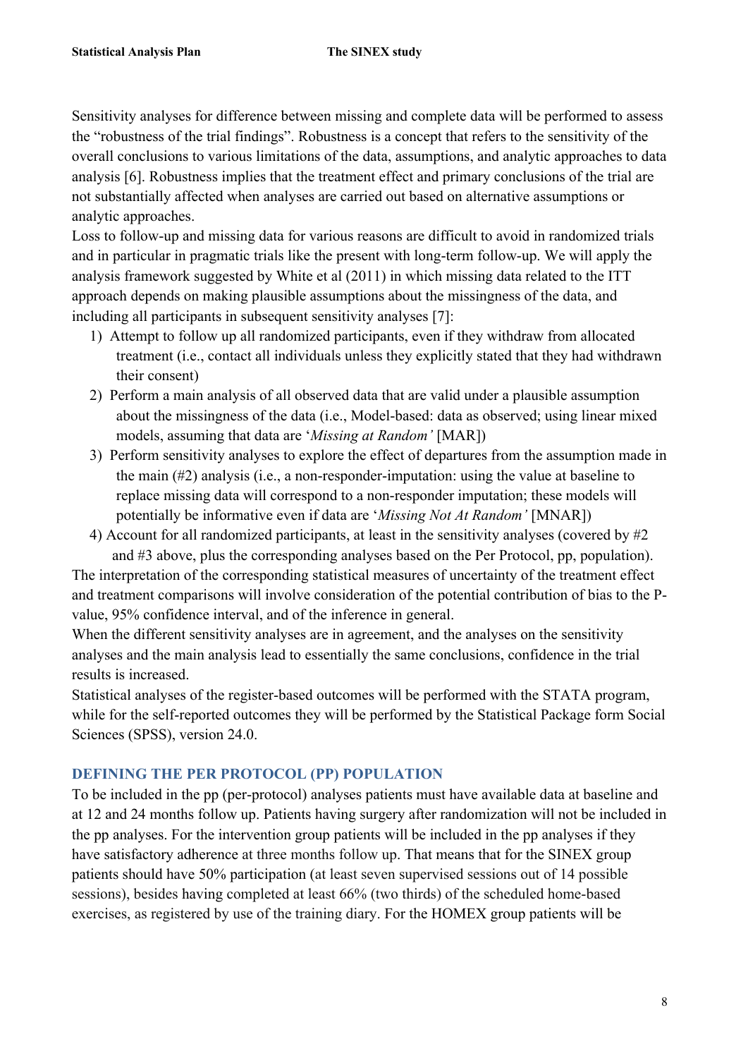Sensitivity analyses for difference between missing and complete data will be performed to assess the "robustness of the trial findings". Robustness is a concept that refers to the sensitivity of the overall conclusions to various limitations of the data, assumptions, and analytic approaches to data analysis [6]. Robustness implies that the treatment effect and primary conclusions of the trial are not substantially affected when analyses are carried out based on alternative assumptions or analytic approaches.

Loss to follow-up and missing data for various reasons are difficult to avoid in randomized trials and in particular in pragmatic trials like the present with long-term follow-up. We will apply the analysis framework suggested by White et al (2011) in which missing data related to the ITT approach depends on making plausible assumptions about the missingness of the data, and including all participants in subsequent sensitivity analyses [7]:

1) Attempt to follow up all randomized participants, even if they withdraw from allocated treatment (i.e., contact all individuals unless they explicitly stated that they had withdrawn their consent)
2) Perform a main analysis of all observed data that are valid under a plausible assumption about the missingness of the data (i.e., Model-based: data as observed; using linear mixed models, assuming that data are '*Missing at Random'* [MAR])
3) Perform sensitivity analyses to explore the effect of departures from the assumption made in the main (#2) analysis (i.e., a non-responder-imputation: using the value at baseline to replace missing data will correspond to a non-responder imputation; these models will potentially be informative even if data are '*Missing Not At Random'* [MNAR])
4) Account for all randomized participants, at least in the sensitivity analyses (covered by #2 and #3 above, plus the corresponding analyses based on the Per Protocol, pp, population).

The interpretation of the corresponding statistical measures of uncertainty of the treatment effect and treatment comparisons will involve consideration of the potential contribution of bias to the P-value, 95% confidence interval, and of the inference in general.

When the different sensitivity analyses are in agreement, and the analyses on the sensitivity analyses and the main analysis lead to essentially the same conclusions, confidence in the trial results is increased.

Statistical analyses of the register-based outcomes will be performed with the STATA program, while for the self-reported outcomes they will be performed by the Statistical Package form Social Sciences (SPSS), version 24.0.

## DEFINING THE PER PROTOCOL (PP) POPULATION

To be included in the pp (per-protocol) analyses patients must have available data at baseline and at 12 and 24 months follow up. Patients having surgery after randomization will not be included in the pp analyses. For the intervention group patients will be included in the pp analyses if they have satisfactory adherence at three months follow up. That means that for the SINEX group patients should have 50% participation (at least seven supervised sessions out of 14 possible sessions), besides having completed at least 66% (two thirds) of the scheduled home-based exercises, as registered by use of the training diary. For the HOMEX group patients will be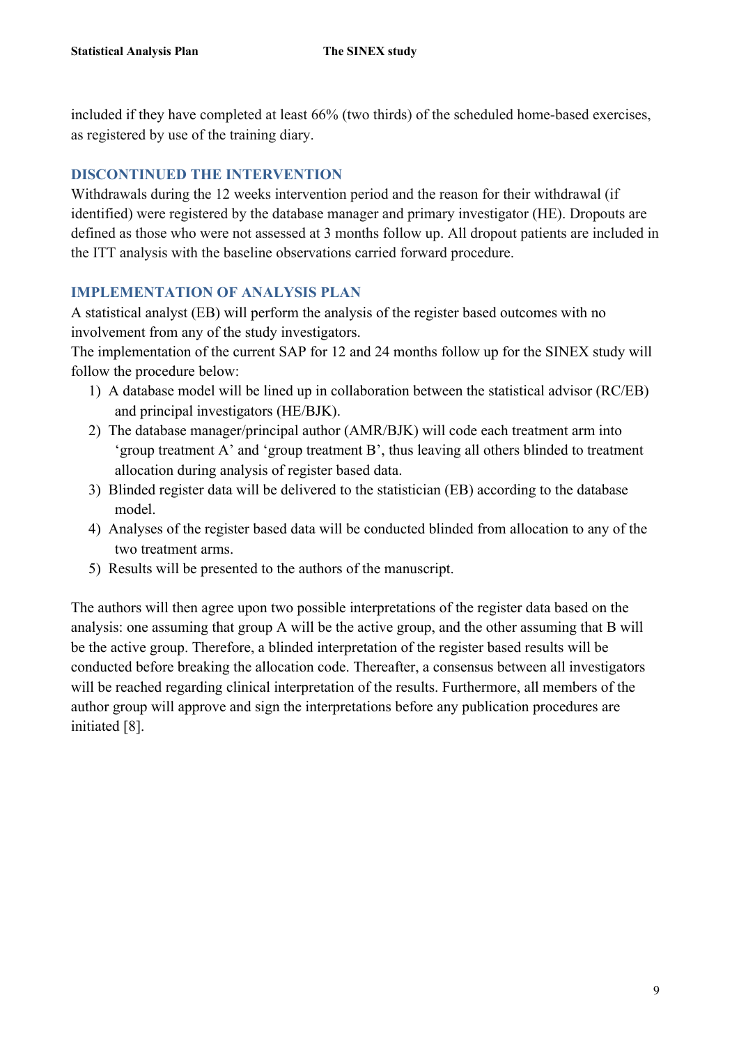included if they have completed at least 66% (two thirds) of the scheduled home-based exercises, as registered by use of the training diary.

## DISCONTINUED THE INTERVENTION

Withdrawals during the 12 weeks intervention period and the reason for their withdrawal (if identified) were registered by the database manager and primary investigator (HE). Dropouts are defined as those who were not assessed at 3 months follow up. All dropout patients are included in the ITT analysis with the baseline observations carried forward procedure.

## IMPLEMENTATION OF ANALYSIS PLAN

A statistical analyst (EB) will perform the analysis of the register based outcomes with no involvement from any of the study investigators.

The implementation of the current SAP for 12 and 24 months follow up for the SINEX study will follow the procedure below:

1) A database model will be lined up in collaboration between the statistical advisor (RC/EB) and principal investigators (HE/BJK).
2) The database manager/principal author (AMR/BJK) will code each treatment arm into 'group treatment A' and 'group treatment B', thus leaving all others blinded to treatment allocation during analysis of register based data.
3) Blinded register data will be delivered to the statistician (EB) according to the database model.
4) Analyses of the register based data will be conducted blinded from allocation to any of the two treatment arms.
5) Results will be presented to the authors of the manuscript.

The authors will then agree upon two possible interpretations of the register data based on the analysis: one assuming that group A will be the active group, and the other assuming that B will be the active group. Therefore, a blinded interpretation of the register based results will be conducted before breaking the allocation code. Thereafter, a consensus between all investigators will be reached regarding clinical interpretation of the results. Furthermore, all members of the author group will approve and sign the interpretations before any publication procedures are initiated [8].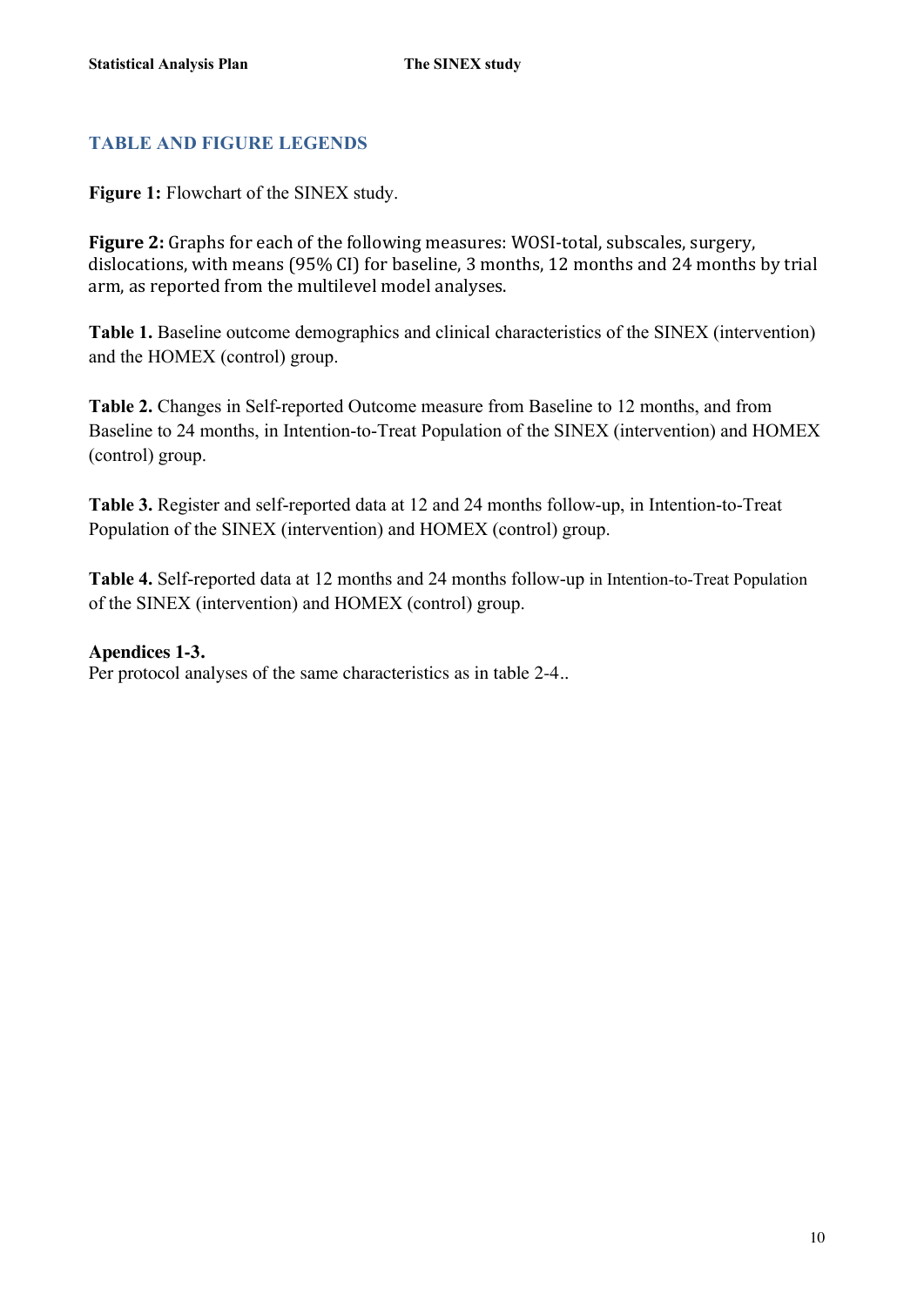## TABLE AND FIGURE LEGENDS

**Figure 1:** Flowchart of the SINEX study.

**Figure 2:** Graphs for each of the following measures: WOSI-total, subscales, surgery, dislocations, with means (95% CI) for baseline, 3 months, 12 months and 24 months by trial arm, as reported from the multilevel model analyses.

**Table 1.** Baseline outcome demographics and clinical characteristics of the SINEX (intervention) and the HOMEX (control) group.

**Table 2.** Changes in Self-reported Outcome measure from Baseline to 12 months, and from Baseline to 24 months, in Intention-to-Treat Population of the SINEX (intervention) and HOMEX (control) group.

**Table 3.** Register and self-reported data at 12 and 24 months follow-up, in Intention-to-Treat Population of the SINEX (intervention) and HOMEX (control) group.

**Table 4.** Self-reported data at 12 months and 24 months follow-up in Intention-to-Treat Population of the SINEX (intervention) and HOMEX (control) group.

**Apendices 1-3.**
Per protocol analyses of the same characteristics as in table 2-4..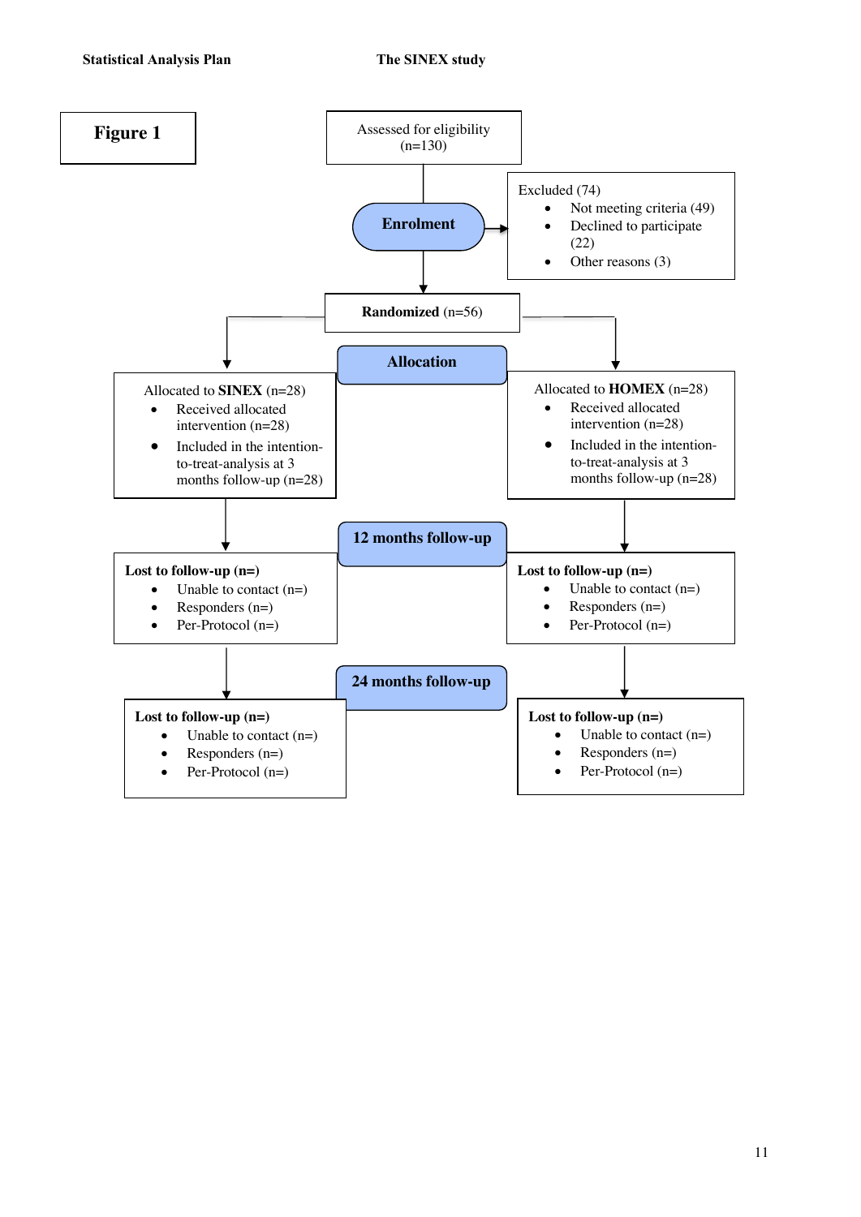**Figure 1**

Assessed for eligibility (n=130)

**Enrolment**

Excluded (74)
- Not meeting criteria (49)
- Declined to participate (22)
- Other reasons (3)

**Randomized** (n=56)

**Allocation**

Allocated to **SINEX** (n=28)
- Received allocated intervention (n=28)
- Included in the intention-to-treat-analysis at 3 months follow-up (n=28)

Allocated to **HOMEX** (n=28)
- Received allocated intervention (n=28)
- Included in the intention-to-treat-analysis at 3 months follow-up (n=28)

**12 months follow-up**

**Lost to follow-up (n=)**
- Unable to contact (n=)
- Responders (n=)
- Per-Protocol (n=)

**Lost to follow-up (n=)**
- Unable to contact (n=)
- Responders (n=)
- Per-Protocol (n=)

**24 months follow-up**

**Lost to follow-up (n=)**
- Unable to contact (n=)
- Responders (n=)
- Per-Protocol (n=)

**Lost to follow-up (n=)**
- Unable to contact (n=)
- Responders (n=)
- Per-Protocol (n=)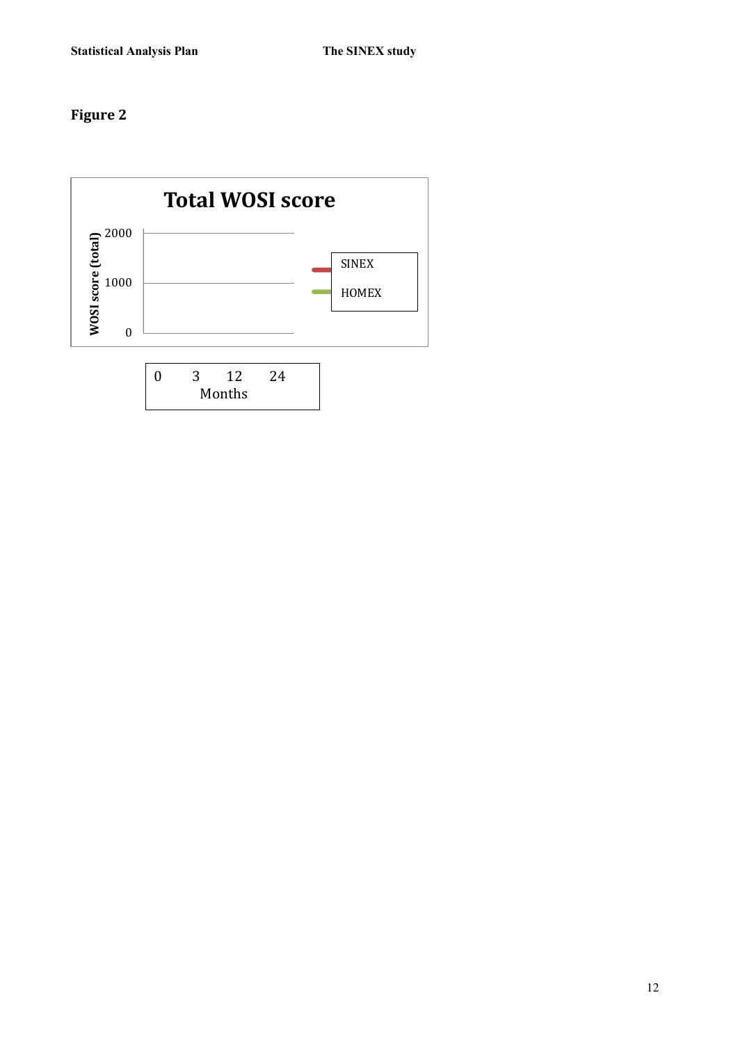**Figure 2**

**Total WOSI score**

WOSI score (total)

2000

1000

0

SINEX

HOMEX

0 3 12 24

Months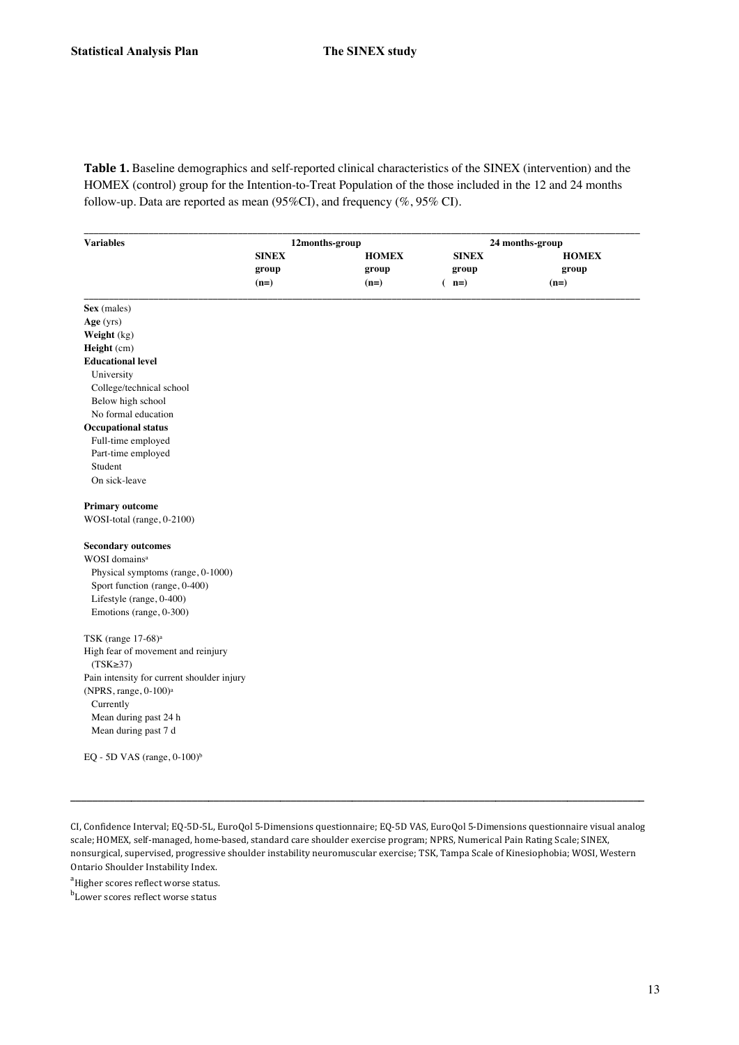**Table 1.** Baseline demographics and self-reported clinical characteristics of the SINEX (intervention) and the HOMEX (control) group for the Intention-to-Treat Population of the those included in the 12 and 24 months follow-up. Data are reported as mean (95%CI), and frequency (%, 95% CI).

| **Variables** | **12months-group** | | **24 months-group** | |
|---|---|---|---|---|
| | **SINEX group (n=)** | **HOMEX group (n=)** | **SINEX group ( n=)** | **HOMEX group (n=)** |
| **Sex** (males) | | | | |
| **Age** (yrs) | | | | |
| **Weight** (kg) | | | | |
| **Height** (cm) | | | | |
| **Educational level** | | | | |
| University | | | | |
| College/technical school | | | | |
| Below high school | | | | |
| No formal education | | | | |
| **Occupational status** | | | | |
| Full-time employed | | | | |
| Part-time employed | | | | |
| Student | | | | |
| On sick-leave | | | | |
| **Primary outcome** | | | | |
| WOSI-total (range, 0-2100) | | | | |
| **Secondary outcomes** | | | | |
| WOSI domains[a] | | | | |
| Physical symptoms (range, 0-1000) | | | | |
| Sport function (range, 0-400) | | | | |
| Lifestyle (range, 0-400) | | | | |
| Emotions (range, 0-300) | | | | |
| TSK (range 17-68)[a] | | | | |
| High fear of movement and reinjury (TSK≥37) | | | | |
| Pain intensity for current shoulder injury (NPRS, range, 0-100)[a] | | | | |
| Currently | | | | |
| Mean during past 24 h | | | | |
| Mean during past 7 d | | | | |
| EQ - 5D VAS (range, 0-100)[b] | | | | |

CI, Confidence Interval; EQ-5D-5L, EuroQol 5-Dimensions questionnaire; EQ-5D VAS, EuroQol 5-Dimensions questionnaire visual analog scale; HOMEX, self-managed, home-based, standard care shoulder exercise program; NPRS, Numerical Pain Rating Scale; SINEX, nonsurgical, supervised, progressive shoulder instability neuromuscular exercise; TSK, Tampa Scale of Kinesiophobia; WOSI, Western Ontario Shoulder Instability Index.

[a]Higher scores reflect worse status.

[b]Lower scores reflect worse status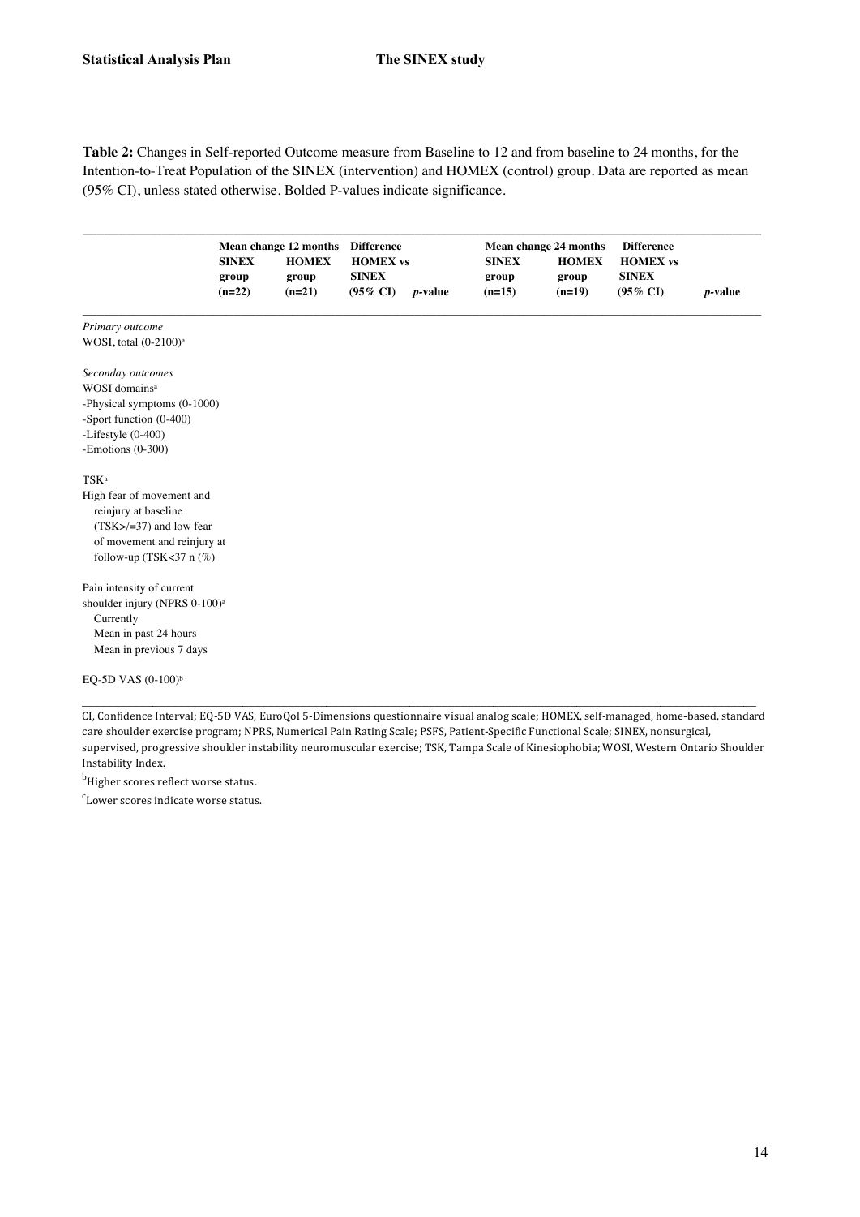**Table 2:** Changes in Self-reported Outcome measure from Baseline to 12 and from baseline to 24 months, for the Intention-to-Treat Population of the SINEX (intervention) and HOMEX (control) group. Data are reported as mean (95% CI), unless stated otherwise. Bolded P-values indicate significance.

| | Mean change 12 months | | Difference | | Mean change 24 months | | Difference | |
|---|---|---|---|---|---|---|---|---|
| | SINEX group (n=22) | HOMEX group (n=21) | HOMEX vs SINEX (95% CI) | *p*-value | SINEX group (n=15) | HOMEX group (n=19) | HOMEX vs SINEX (95% CI) | *p*-value |
| *Primary outcome* | | | | | | | | |
| WOSI, total (0-2100)[a] | | | | | | | | |
| *Seconday outcomes* | | | | | | | | |
| WOSI domains[a] | | | | | | | | |
| -Physical symptoms (0-1000) | | | | | | | | |
| -Sport function (0-400) | | | | | | | | |
| -Lifestyle (0-400) | | | | | | | | |
| -Emotions (0-300) | | | | | | | | |
| TSK[a] | | | | | | | | |
| High fear of movement and reinjury at baseline (TSK>/=37) and low fear of movement and reinjury at follow-up (TSK<37 n (%) | | | | | | | | |
| Pain intensity of current shoulder injury (NPRS 0-100)[a] | | | | | | | | |
| Currently | | | | | | | | |
| Mean in past 24 hours | | | | | | | | |
| Mean in previous 7 days | | | | | | | | |
| EQ-5D VAS (0-100)[b] | | | | | | | | |

CI, Confidence Interval; EQ-5D VAS, EuroQol 5-Dimensions questionnaire visual analog scale; HOMEX, self-managed, home-based, standard care shoulder exercise program; NPRS, Numerical Pain Rating Scale; PSFS, Patient-Specific Functional Scale; SINEX, nonsurgical, supervised, progressive shoulder instability neuromuscular exercise; TSK, Tampa Scale of Kinesiophobia; WOSI, Western Ontario Shoulder Instability Index.

[b]Higher scores reflect worse status.

[c]Lower scores indicate worse status.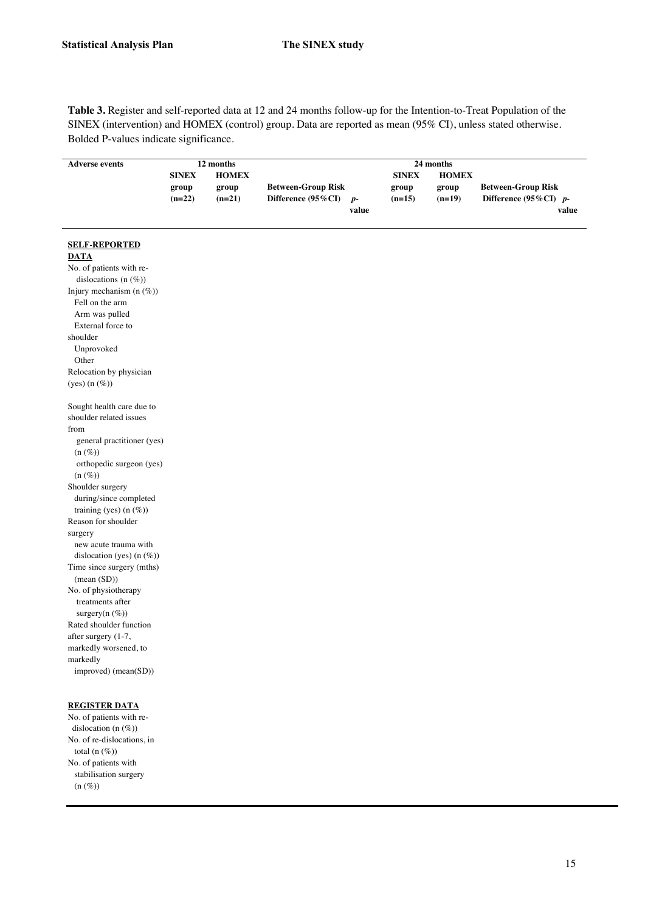**Table 3.** Register and self-reported data at 12 and 24 months follow-up for the Intention-to-Treat Population of the SINEX (intervention) and HOMEX (control) group. Data are reported as mean (95% CI), unless stated otherwise. Bolded P-values indicate significance.

| Adverse events | 12 months | | | | 24 months | | | |
|---|---|---|---|---|---|---|---|---|
| | SINEX group (n=22) | HOMEX group (n=21) | Between-Group Risk Difference (95%CI) | *p*-value | SINEX group (n=15) | HOMEX group (n=19) | Between-Group Risk Difference (95%CI) | *p*-value |
| **SELF-REPORTED DATA** | | | | | | | | |
| No. of patients with re-dislocations (n (%)) | | | | | | | | |
| Injury mechanism (n (%)) | | | | | | | | |
| Fell on the arm | | | | | | | | |
| Arm was pulled | | | | | | | | |
| External force to shoulder | | | | | | | | |
| Unprovoked | | | | | | | | |
| Other | | | | | | | | |
| Relocation by physician (yes) (n (%)) | | | | | | | | |
| Sought health care due to shoulder related issues from | | | | | | | | |
| general practitioner (yes) (n (%)) | | | | | | | | |
| orthopedic surgeon (yes) (n (%)) | | | | | | | | |
| Shoulder surgery during/since completed training (yes) (n (%)) | | | | | | | | |
| Reason for shoulder surgery | | | | | | | | |
| new acute trauma with dislocation (yes) (n (%)) | | | | | | | | |
| Time since surgery (mths) (mean (SD)) | | | | | | | | |
| No. of physiotherapy treatments after surgery(n (%)) | | | | | | | | |
| Rated shoulder function after surgery (1-7, markedly worsened, to markedly improved) (mean(SD)) | | | | | | | | |
| **REGISTER DATA** | | | | | | | | |
| No. of patients with re-dislocation (n (%)) | | | | | | | | |
| No. of re-dislocations, in total (n (%)) | | | | | | | | |
| No. of patients with stabilisation surgery (n (%)) | | | | | | | | |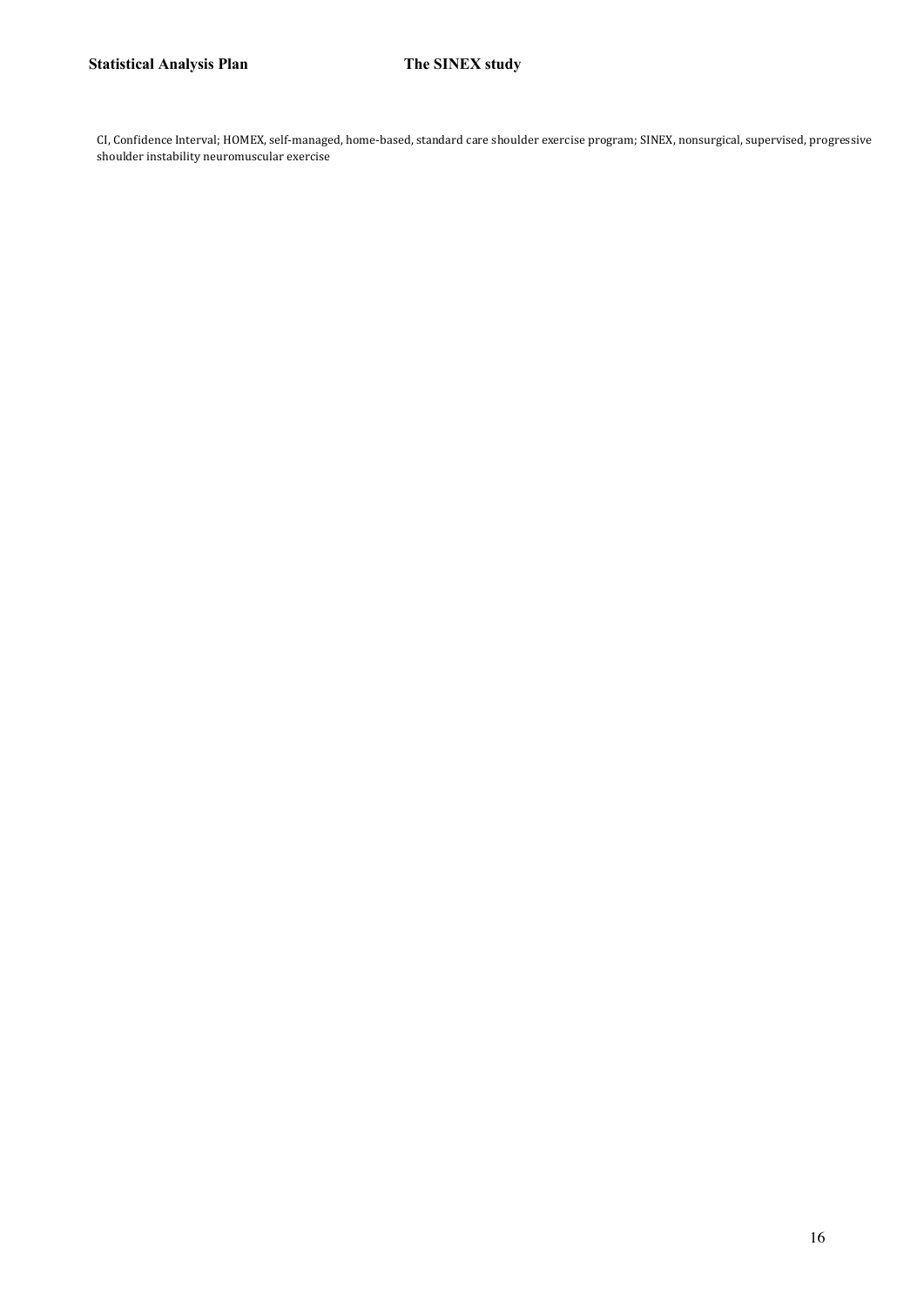CI, Confidence Interval; HOMEX, self-managed, home-based, standard care shoulder exercise program; SINEX, nonsurgical, supervised, progressive shoulder instability neuromuscular exercise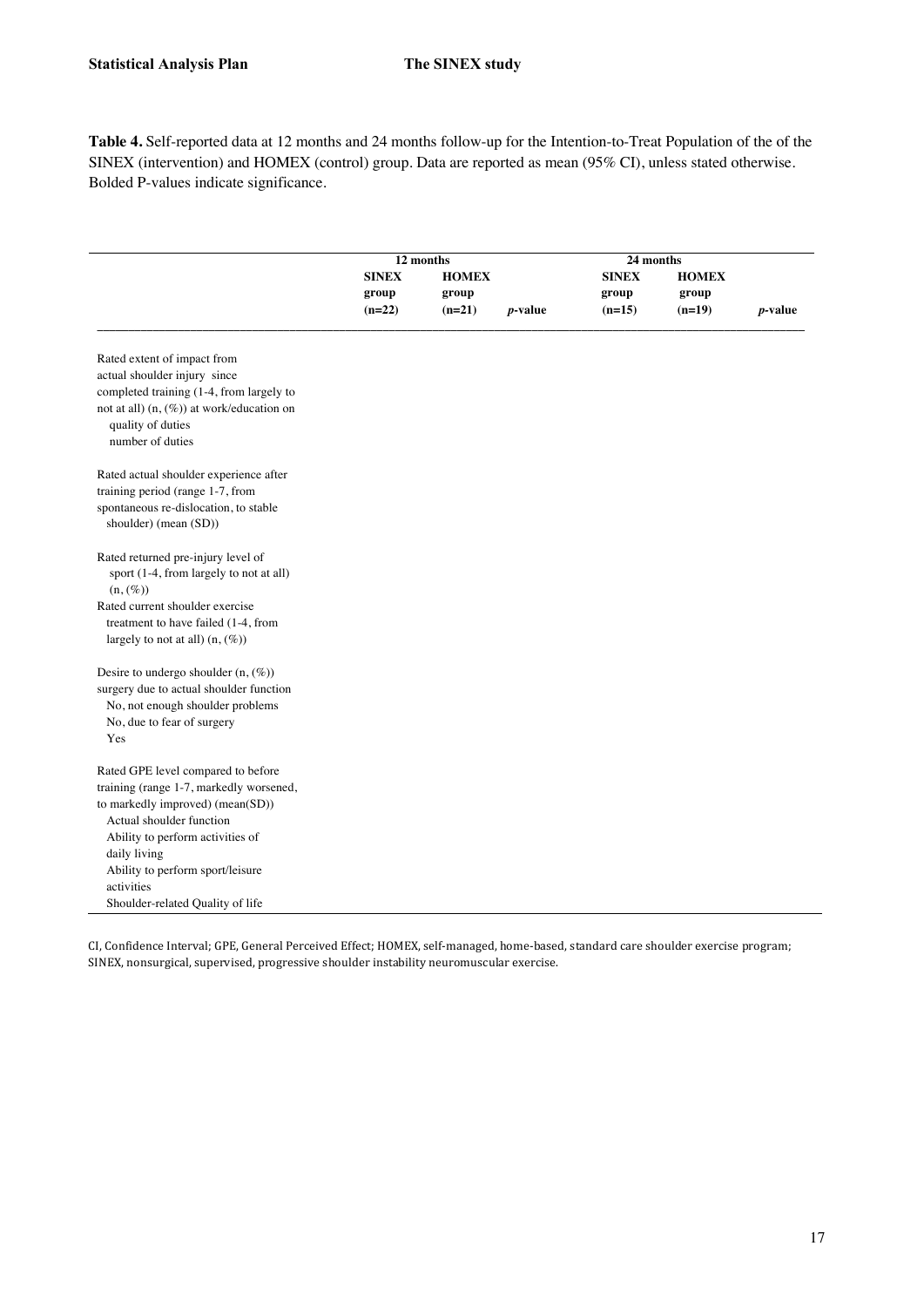**Table 4.** Self-reported data at 12 months and 24 months follow-up for the Intention-to-Treat Population of the of the SINEX (intervention) and HOMEX (control) group. Data are reported as mean (95% CI), unless stated otherwise. Bolded P-values indicate significance.

| | 12 months | | | 24 months | | |
|---|---|---|---|---|---|---|
| | **SINEX group (n=22)** | **HOMEX group (n=21)** | ***p*-value** | **SINEX group (n=15)** | **HOMEX group (n=19)** | ***p*-value** |
| Rated extent of impact from actual shoulder injury since completed training (1-4, from largely to not at all) (n, (%)) at work/education on | | | | | | |
| quality of duties | | | | | | |
| number of duties | | | | | | |
| Rated actual shoulder experience after training period (range 1-7, from spontaneous re-dislocation, to stable shoulder) (mean (SD)) | | | | | | |
| Rated returned pre-injury level of sport (1-4, from largely to not at all) (n, (%)) | | | | | | |
| Rated current shoulder exercise treatment to have failed (1-4, from largely to not at all) (n, (%)) | | | | | | |
| Desire to undergo shoulder (n, (%)) surgery due to actual shoulder function | | | | | | |
| No, not enough shoulder problems | | | | | | |
| No, due to fear of surgery | | | | | | |
| Yes | | | | | | |
| Rated GPE level compared to before training (range 1-7, markedly worsened, to markedly improved) (mean(SD)) | | | | | | |
| Actual shoulder function | | | | | | |
| Ability to perform activities of daily living | | | | | | |
| Ability to perform sport/leisure activities | | | | | | |
| Shoulder-related Quality of life | | | | | | |

CI, Confidence Interval; GPE, General Perceived Effect; HOMEX, self-managed, home-based, standard care shoulder exercise program; SINEX, nonsurgical, supervised, progressive shoulder instability neuromuscular exercise.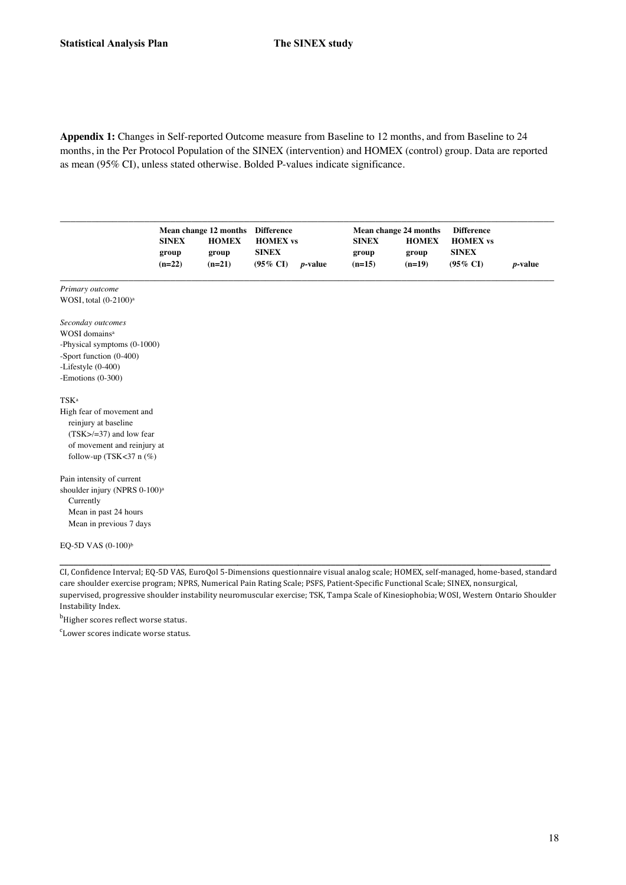**Appendix 1:** Changes in Self-reported Outcome measure from Baseline to 12 months, and from Baseline to 24 months, in the Per Protocol Population of the SINEX (intervention) and HOMEX (control) group. Data are reported as mean (95% CI), unless stated otherwise. Bolded P-values indicate significance.

| | Mean change 12 months | | Difference | | Mean change 24 months | | Difference | |
|---|---|---|---|---|---|---|---|---|
| | **SINEX group (n=22)** | **HOMEX group (n=21)** | **HOMEX vs SINEX (95% CI)** | ***p*-value** | **SINEX group (n=15)** | **HOMEX group (n=19)** | **HOMEX vs SINEX (95% CI)** | ***p*-value** |
| *Primary outcome* | | | | | | | | |
| WOSI, total (0-2100)[a] | | | | | | | | |
| *Seconday outcomes* | | | | | | | | |
| WOSI domains[a] | | | | | | | | |
| -Physical symptoms (0-1000) | | | | | | | | |
| -Sport function (0-400) | | | | | | | | |
| -Lifestyle (0-400) | | | | | | | | |
| -Emotions (0-300) | | | | | | | | |
| TSK[a] | | | | | | | | |
| High fear of movement and reinjury at baseline (TSK>/=37) and low fear of movement and reinjury at follow-up (TSK<37 n (%) | | | | | | | | |
| Pain intensity of current shoulder injury (NPRS 0-100)[a] | | | | | | | | |
| Currently | | | | | | | | |
| Mean in past 24 hours | | | | | | | | |
| Mean in previous 7 days | | | | | | | | |
| EQ-5D VAS (0-100)[b] | | | | | | | | |

CI, Confidence Interval; EQ-5D VAS, EuroQol 5-Dimensions questionnaire visual analog scale; HOMEX, self-managed, home-based, standard care shoulder exercise program; NPRS, Numerical Pain Rating Scale; PSFS, Patient-Specific Functional Scale; SINEX, nonsurgical, supervised, progressive shoulder instability neuromuscular exercise; TSK, Tampa Scale of Kinesiophobia; WOSI, Western Ontario Shoulder Instability Index.

[b]Higher scores reflect worse status.

[c]Lower scores indicate worse status.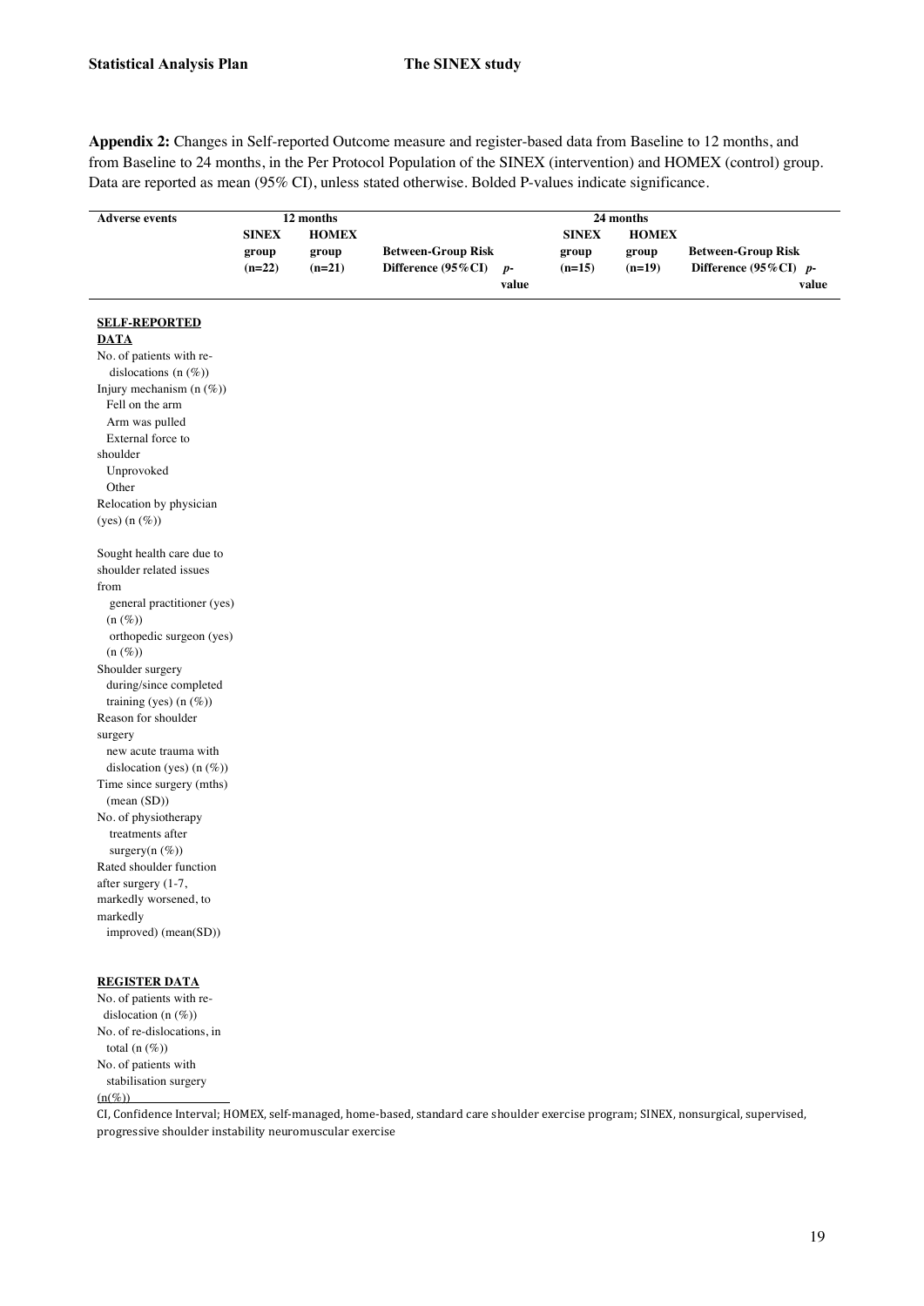**Appendix 2:** Changes in Self-reported Outcome measure and register-based data from Baseline to 12 months, and from Baseline to 24 months, in the Per Protocol Population of the SINEX (intervention) and HOMEX (control) group. Data are reported as mean (95% CI), unless stated otherwise. Bolded P-values indicate significance.

| Adverse events | 12 months | | | | 24 months | | | |
|---|---|---|---|---|---|---|---|---|
| | SINEX group (n=22) | HOMEX group (n=21) | Between-Group Risk Difference (95%CI) | *p*-value | SINEX group (n=15) | HOMEX group (n=19) | Between-Group Risk Difference (95%CI) | *p*-value |
| **SELF-REPORTED DATA** | | | | | | | | |
| No. of patients with re-dislocations (n (%)) | | | | | | | | |
| Injury mechanism (n (%)) | | | | | | | | |
| Fell on the arm | | | | | | | | |
| Arm was pulled | | | | | | | | |
| External force to shoulder | | | | | | | | |
| Unprovoked | | | | | | | | |
| Other | | | | | | | | |
| Relocation by physician (yes) (n (%)) | | | | | | | | |
| Sought health care due to shoulder related issues from | | | | | | | | |
| general practitioner (yes) (n (%)) | | | | | | | | |
| orthopedic surgeon (yes) (n (%)) | | | | | | | | |
| Shoulder surgery during/since completed training (yes) (n (%)) | | | | | | | | |
| Reason for shoulder surgery | | | | | | | | |
| new acute trauma with dislocation (yes) (n (%)) | | | | | | | | |
| Time since surgery (mths) (mean (SD)) | | | | | | | | |
| No. of physiotherapy treatments after surgery(n (%)) | | | | | | | | |
| Rated shoulder function after surgery (1-7, markedly worsened, to markedly improved) (mean(SD)) | | | | | | | | |
| **REGISTER DATA** | | | | | | | | |
| No. of patients with re-dislocation (n (%)) | | | | | | | | |
| No. of re-dislocations, in total (n (%)) | | | | | | | | |
| No. of patients with stabilisation surgery (n(%)) | | | | | | | | |

CI, Confidence Interval; HOMEX, self-managed, home-based, standard care shoulder exercise program; SINEX, nonsurgical, supervised, progressive shoulder instability neuromuscular exercise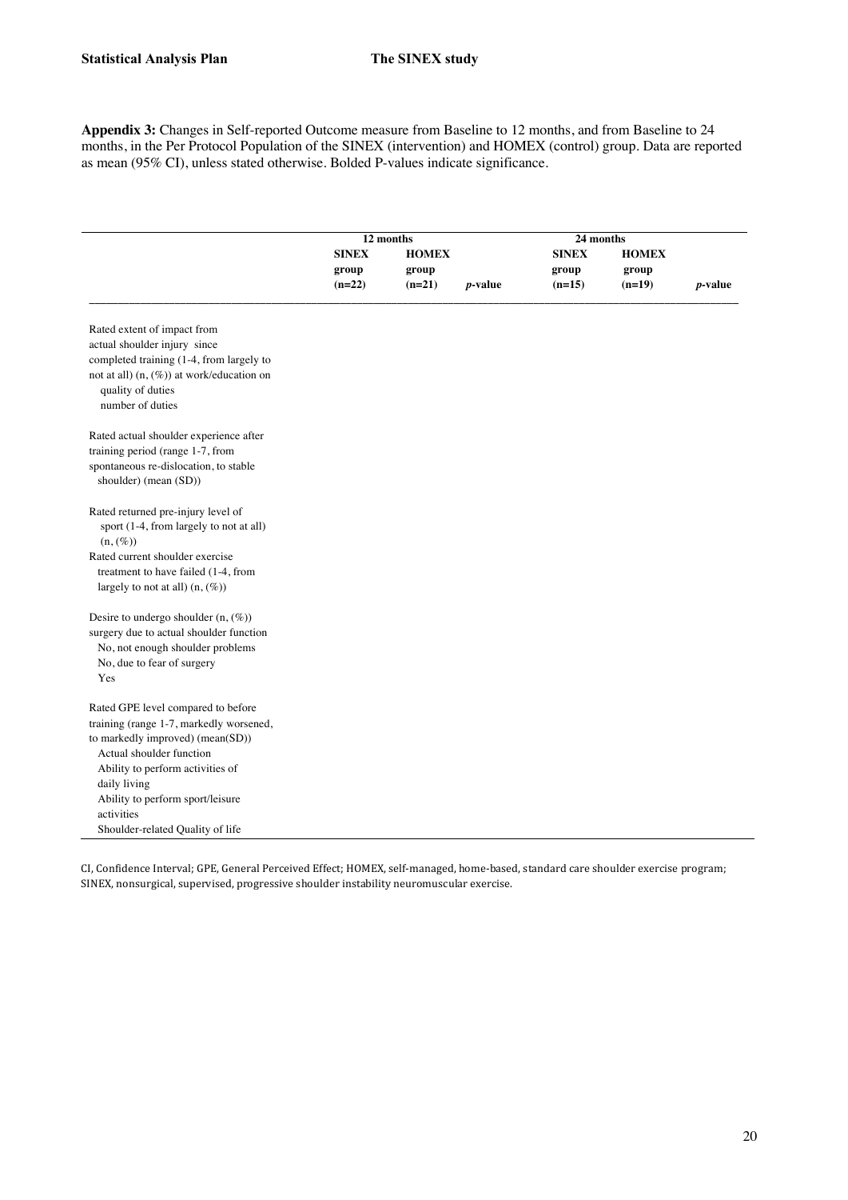**Appendix 3:** Changes in Self-reported Outcome measure from Baseline to 12 months, and from Baseline to 24 months, in the Per Protocol Population of the SINEX (intervention) and HOMEX (control) group. Data are reported as mean (95% CI), unless stated otherwise. Bolded P-values indicate significance.

| | 12 months | | | 24 months | | |
|---|---|---|---|---|---|---|
| | **SINEX group (n=22)** | **HOMEX group (n=21)** | ***p*-value** | **SINEX group (n=15)** | **HOMEX group (n=19)** | ***p*-value** |
| Rated extent of impact from actual shoulder injury since completed training (1-4, from largely to not at all) (n, (%)) at work/education on | | | | | | |
| quality of duties | | | | | | |
| number of duties | | | | | | |
| Rated actual shoulder experience after training period (range 1-7, from spontaneous re-dislocation, to stable shoulder) (mean (SD)) | | | | | | |
| Rated returned pre-injury level of sport (1-4, from largely to not at all) (n, (%)) | | | | | | |
| Rated current shoulder exercise treatment to have failed (1-4, from largely to not at all) (n, (%)) | | | | | | |
| Desire to undergo shoulder (n, (%)) surgery due to actual shoulder function | | | | | | |
| No, not enough shoulder problems | | | | | | |
| No, due to fear of surgery | | | | | | |
| Yes | | | | | | |
| Rated GPE level compared to before training (range 1-7, markedly worsened, to markedly improved) (mean(SD)) | | | | | | |
| Actual shoulder function | | | | | | |
| Ability to perform activities of daily living | | | | | | |
| Ability to perform sport/leisure activities | | | | | | |
| Shoulder-related Quality of life | | | | | | |

CI, Confidence Interval; GPE, General Perceived Effect; HOMEX, self-managed, home-based, standard care shoulder exercise program; SINEX, nonsurgical, supervised, progressive shoulder instability neuromuscular exercise.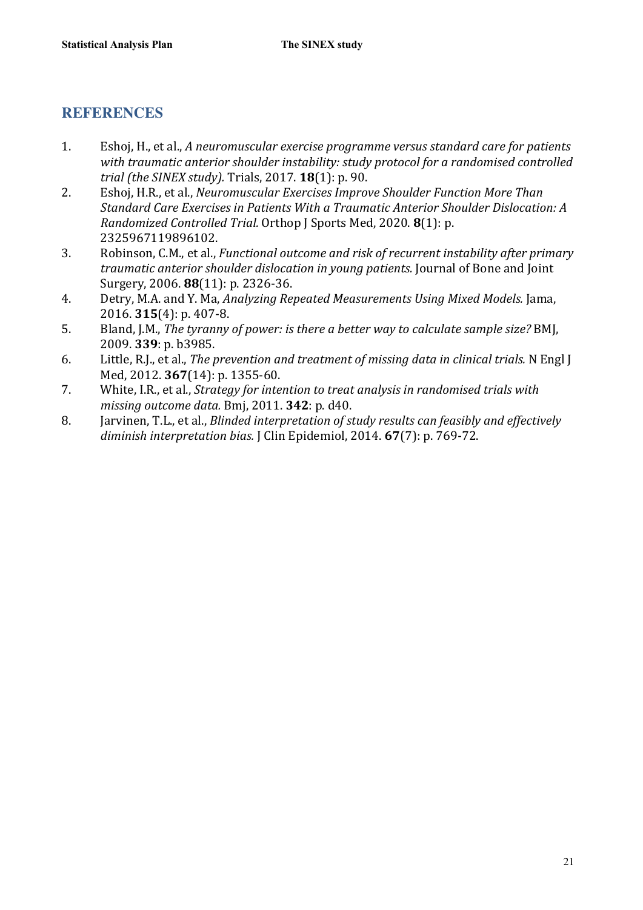## REFERENCES

1. Eshoj, H., et al., *A neuromuscular exercise programme versus standard care for patients with traumatic anterior shoulder instability: study protocol for a randomised controlled trial (the SINEX study).* Trials, 2017. **18**(1): p. 90.
2. Eshoj, H.R., et al., *Neuromuscular Exercises Improve Shoulder Function More Than Standard Care Exercises in Patients With a Traumatic Anterior Shoulder Dislocation: A Randomized Controlled Trial.* Orthop J Sports Med, 2020. **8**(1): p. 2325967119896102.
3. Robinson, C.M., et al., *Functional outcome and risk of recurrent instability after primary traumatic anterior shoulder dislocation in young patients.* Journal of Bone and Joint Surgery, 2006. **88**(11): p. 2326-36.
4. Detry, M.A. and Y. Ma, *Analyzing Repeated Measurements Using Mixed Models.* Jama, 2016. **315**(4): p. 407-8.
5. Bland, J.M., *The tyranny of power: is there a better way to calculate sample size?* BMJ, 2009. **339**: p. b3985.
6. Little, R.J., et al., *The prevention and treatment of missing data in clinical trials.* N Engl J Med, 2012. **367**(14): p. 1355-60.
7. White, I.R., et al., *Strategy for intention to treat analysis in randomised trials with missing outcome data.* Bmj, 2011. **342**: p. d40.
8. Jarvinen, T.L., et al., *Blinded interpretation of study results can feasibly and effectively diminish interpretation bias.* J Clin Epidemiol, 2014. **67**(7): p. 769-72.